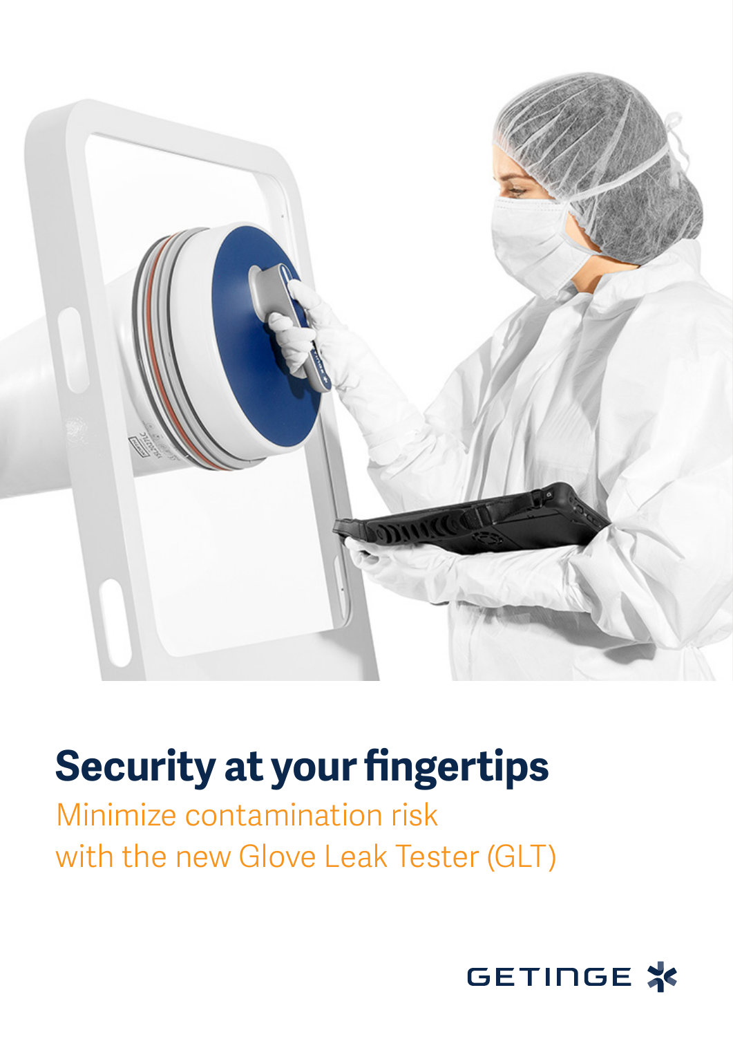# Security at your fingertips

Minimize contamination risk
with the new Glove Leak Tester (GLT)

GETINGE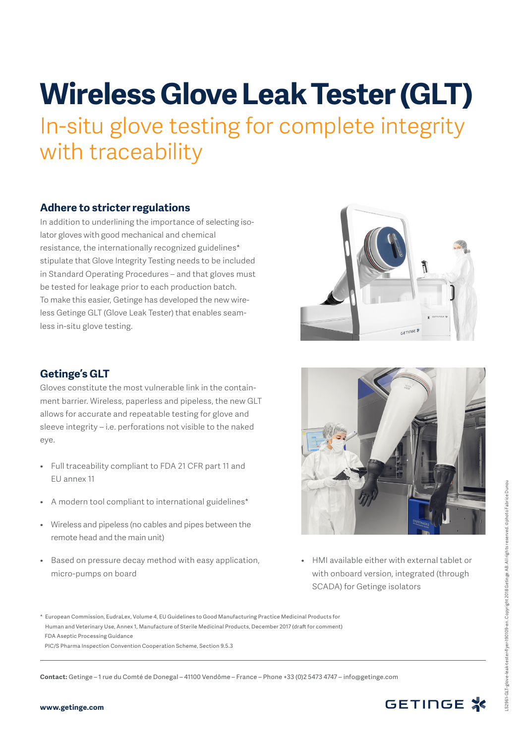# Wireless Glove Leak Tester (GLT)

## In-situ glove testing for complete integrity with traceability

### Adhere to stricter regulations

In addition to underlining the importance of selecting isolator gloves with good mechanical and chemical resistance, the internationally recognized guidelines* stipulate that Glove Integrity Testing needs to be included in Standard Operating Procedures – and that gloves must be tested for leakage prior to each production batch. To make this easier, Getinge has developed the new wireless Getinge GLT (Glove Leak Tester) that enables seamless in-situ glove testing.

### Getinge's GLT

Gloves constitute the most vulnerable link in the containment barrier. Wireless, paperless and pipeless, the new GLT allows for accurate and repeatable testing for glove and sleeve integrity – i.e. perforations not visible to the naked eye.

- Full traceability compliant to FDA 21 CFR part 11 and EU annex 11
- A modern tool compliant to international guidelines*
- Wireless and pipeless (no cables and pipes between the remote head and the main unit)
- Based on pressure decay method with easy application, micro-pumps on board
- HMI available either with external tablet or with onboard version, integrated (through SCADA) for Getinge isolators

\* European Commission, EudraLex, Volume 4, EU Guidelines to Good Manufacturing Practice Medicinal Products for Human and Veterinary Use, Annex 1, Manufacture of Sterile Medicinal Products, December 2017 (draft for comment)
FDA Aseptic Processing Guidance
PIC/S Pharma Inspection Convention Cooperation Scheme, Section 9.5.3

**Contact:** Getinge – 1 rue du Comté de Donegal – 41100 Vendôme – France – Phone +33 (0)2 5473 4747 – info@getinge.com

**www.getinge.com**

GETINGE

LS2961-GLT-glove-leak-tester-flyer-190109-en. Copyright 2018 Getinge AB. All rights reserved. ©photo Fabrice Dunou